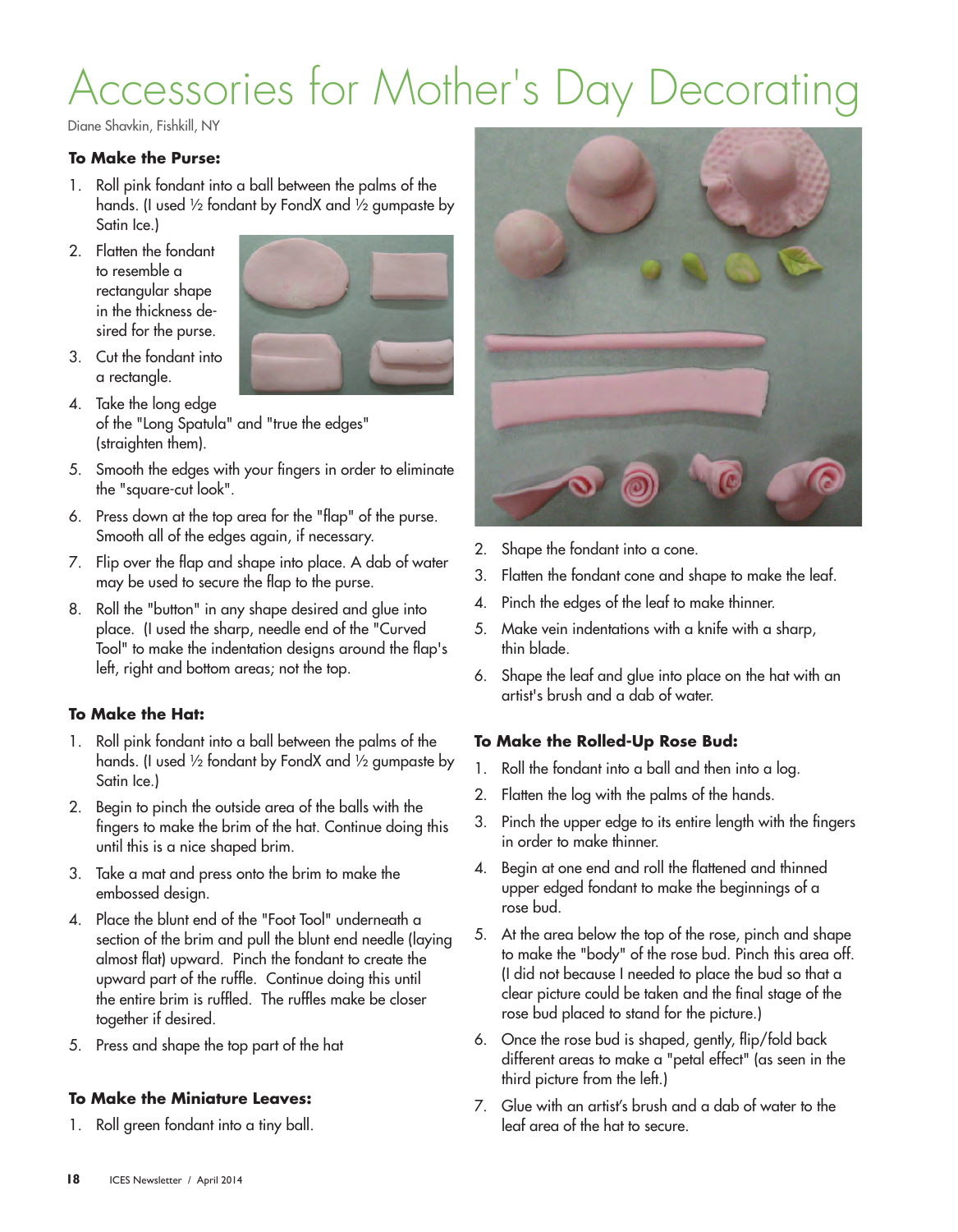# Accessories for Mother's Day Decorating

Diane Shavkin, Fishkill, NY

**To Make the Purse:**

1. Roll pink fondant into a ball between the palms of the hands. (I used ½ fondant by FondX and ½ gumpaste by Satin Ice.)
2. Flatten the fondant to resemble a rectangular shape in the thickness desired for the purse.
3. Cut the fondant into a rectangle.
4. Take the long edge of the "Long Spatula" and "true the edges" (straighten them).
5. Smooth the edges with your fingers in order to eliminate the "square-cut look".
6. Press down at the top area for the "flap" of the purse. Smooth all of the edges again, if necessary.
7. Flip over the flap and shape into place. A dab of water may be used to secure the flap to the purse.
8. Roll the "button" in any shape desired and glue into place. (I used the sharp, needle end of the "Curved Tool" to make the indentation designs around the flap's left, right and bottom areas; not the top.

**To Make the Hat:**

1. Roll pink fondant into a ball between the palms of the hands. (I used ½ fondant by FondX and ½ gumpaste by Satin Ice.)
2. Begin to pinch the outside area of the balls with the fingers to make the brim of the hat. Continue doing this until this is a nice shaped brim.
3. Take a mat and press onto the brim to make the embossed design.
4. Place the blunt end of the "Foot Tool" underneath a section of the brim and pull the blunt end needle (laying almost flat) upward. Pinch the fondant to create the upward part of the ruffle. Continue doing this until the entire brim is ruffled. The ruffles make be closer together if desired.
5. Press and shape the top part of the hat

**To Make the Miniature Leaves:**

1. Roll green fondant into a tiny ball.
2. Shape the fondant into a cone.
3. Flatten the fondant cone and shape to make the leaf.
4. Pinch the edges of the leaf to make thinner.
5. Make vein indentations with a knife with a sharp, thin blade.
6. Shape the leaf and glue into place on the hat with an artist's brush and a dab of water.

**To Make the Rolled-Up Rose Bud:**

1. Roll the fondant into a ball and then into a log.
2. Flatten the log with the palms of the hands.
3. Pinch the upper edge to its entire length with the fingers in order to make thinner.
4. Begin at one end and roll the flattened and thinned upper edged fondant to make the beginnings of a rose bud.
5. At the area below the top of the rose, pinch and shape to make the "body" of the rose bud. Pinch this area off. (I did not because I needed to place the bud so that a clear picture could be taken and the final stage of the rose bud placed to stand for the picture.)
6. Once the rose bud is shaped, gently, flip/fold back different areas to make a "petal effect" (as seen in the third picture from the left.)
7. Glue with an artist's brush and a dab of water to the leaf area of the hat to secure.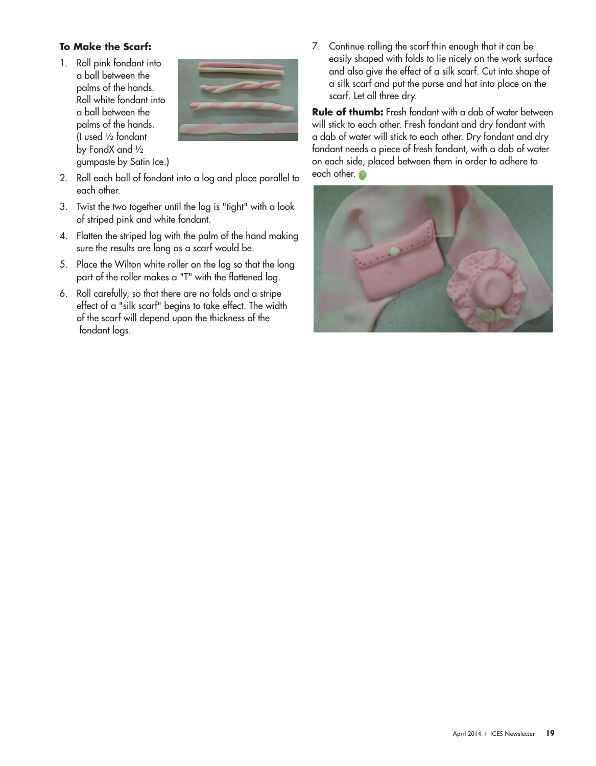**To Make the Scarf:**

1. Roll pink fondant into a ball between the palms of the hands. Roll white fondant into a ball between the palms of the hands. (I used ½ fondant by FondX and ½ gumpaste by Satin Ice.)
2. Roll each ball of fondant into a log and place parallel to each other.
3. Twist the two together until the log is "tight" with a look of striped pink and white fondant.
4. Flatten the striped log with the palm of the hand making sure the results are long as a scarf would be.
5. Place the Wilton white roller on the log so that the long part of the roller makes a "T" with the flattened log.
6. Roll carefully, so that there are no folds and a stripe effect of a "silk scarf" begins to take effect. The width of the scarf will depend upon the thickness of the fondant logs.
7. Continue rolling the scarf thin enough that it can be easily shaped with folds to lie nicely on the work surface and also give the effect of a silk scarf. Cut into shape of a silk scarf and put the purse and hat into place on the scarf. Let all three dry.

**Rule of thumb:** Fresh fondant with a dab of water between will stick to each other. Fresh fondant and dry fondant with a dab of water will stick to each other. Dry fondant and dry fondant needs a piece of fresh fondant, with a dab of water on each side, placed between them in order to adhere to each other.